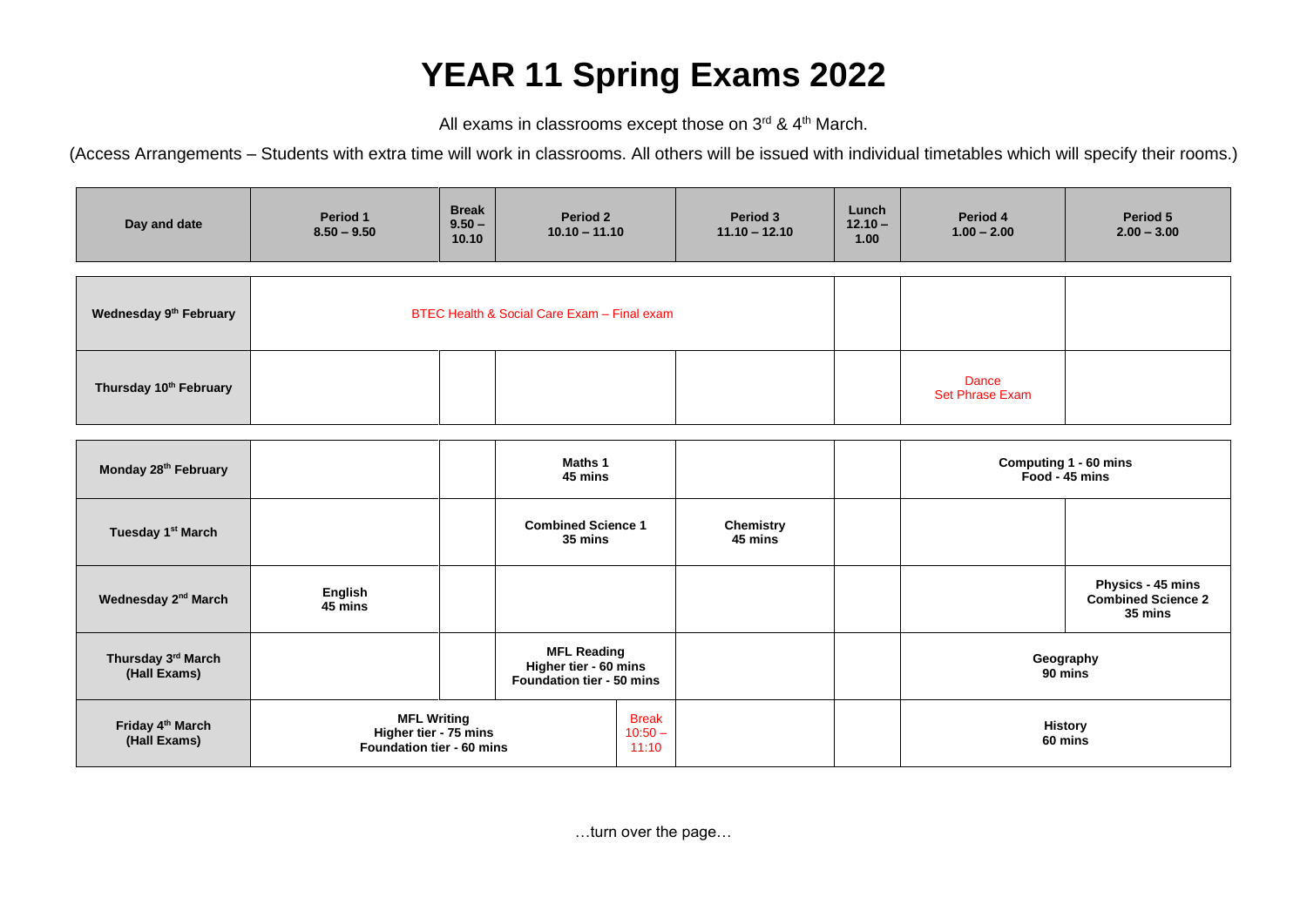# YEAR 11 Spring Exams 2022

All exams in classrooms except those on 3rd & 4th March.

(Access Arrangements – Students with extra time will work in classrooms. All others will be issued with individual timetables which will specify their rooms.)

| Day and date | Period 1 8.50 – 9.50 | Break 9.50 – 10.10 | Period 2 10.10 – 11.10 | Period 3 11.10 – 12.10 | Lunch 12.10 – 1.00 | Period 4 1.00 – 2.00 | Period 5 2.00 – 3.00 |
|---|---|---|---|---|---|---|---|
| Wednesday 9th February | BTEC Health & Social Care Exam – Final exam | | | | | | |
| Thursday 10th February | | | | | | Dance Set Phrase Exam | |
| Monday 28th February | | | **Maths 1 45 mins** | | | **Computing 1 - 60 mins Food - 45 mins** | |
| Tuesday 1st March | | | **Combined Science 1 35 mins** | **Chemistry 45 mins** | | | |
| Wednesday 2nd March | **English 45 mins** | | | | | | **Physics - 45 mins Combined Science 2 35 mins** |
| Thursday 3rd March (Hall Exams) | | | **MFL Reading Higher tier - 60 mins Foundation tier - 50 mins** | | | **Geography 90 mins** | |
| Friday 4th March (Hall Exams) | **MFL Writing Higher tier - 75 mins Foundation tier - 60 mins** | | Break 10:50 – 11:10 | | | **History 60 mins** | |

…turn over the page…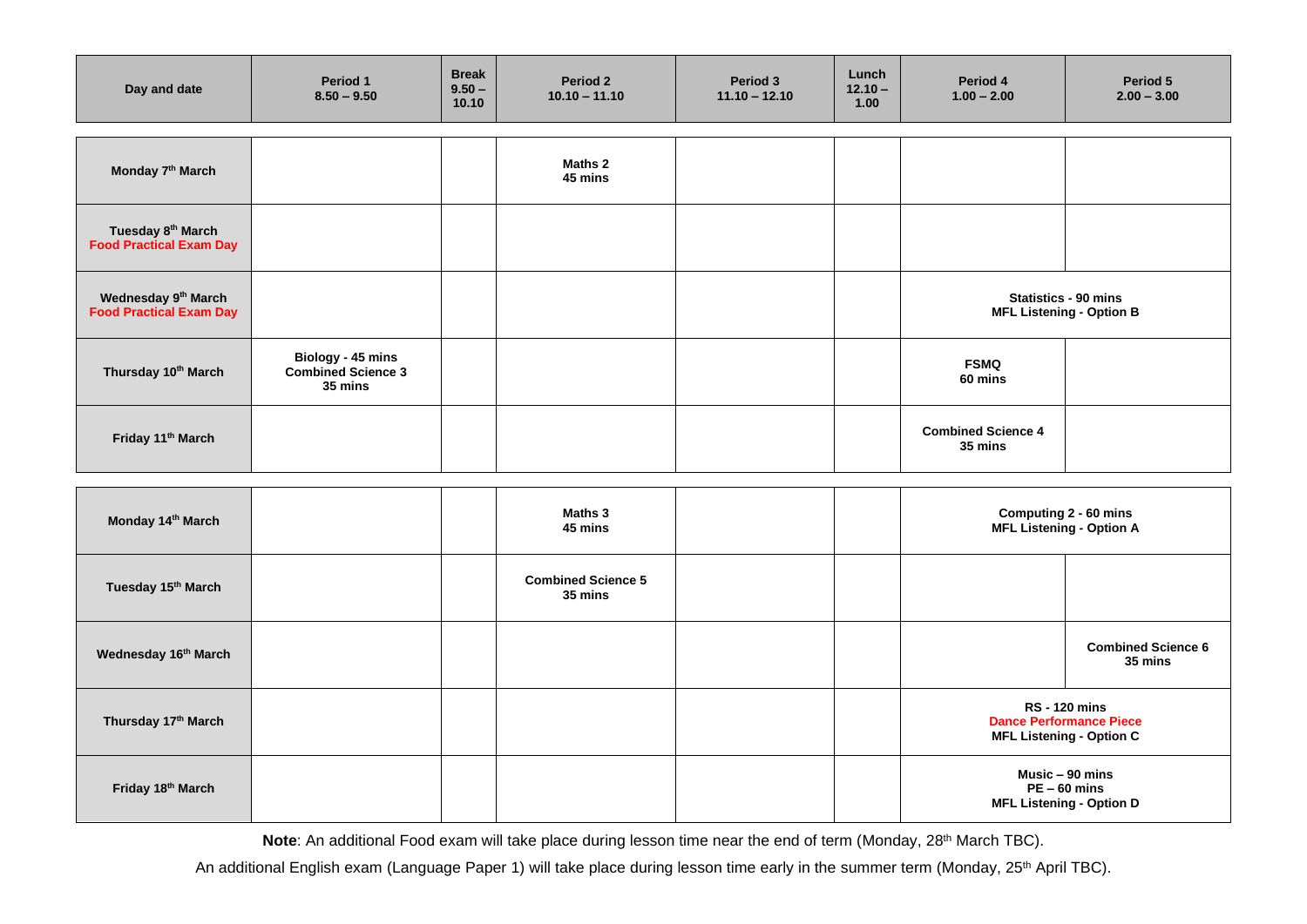| Day and date | Period 1 8.50 – 9.50 | Break 9.50 – 10.10 | Period 2 10.10 – 11.10 | Period 3 11.10 – 12.10 | Lunch 12.10 – 1.00 | Period 4 1.00 – 2.00 | Period 5 2.00 – 3.00 |
|---|---|---|---|---|---|---|---|
| **Monday 7th March** | | | **Maths 2 45 mins** | | | | |
| **Tuesday 8th March Food Practical Exam Day** | | | | | | | |
| **Wednesday 9th March Food Practical Exam Day** | | | | | | **Statistics - 90 mins MFL Listening - Option B** | |
| **Thursday 10th March** | **Biology - 45 mins Combined Science 3 35 mins** | | | | | **FSMQ 60 mins** | |
| **Friday 11th March** | | | | | | **Combined Science 4 35 mins** | |
| **Monday 14th March** | | | **Maths 3 45 mins** | | | **Computing 2 - 60 mins MFL Listening - Option A** | |
| **Tuesday 15th March** | | | **Combined Science 5 35 mins** | | | | |
| **Wednesday 16th March** | | | | | | | **Combined Science 6 35 mins** |
| **Thursday 17th March** | | | | | | **RS - 120 mins Dance Performance Piece MFL Listening - Option C** | |
| **Friday 18th March** | | | | | | **Music – 90 mins PE – 60 mins MFL Listening - Option D** | |

**Note**: An additional Food exam will take place during lesson time near the end of term (Monday, 28th March TBC).

An additional English exam (Language Paper 1) will take place during lesson time early in the summer term (Monday, 25th April TBC).